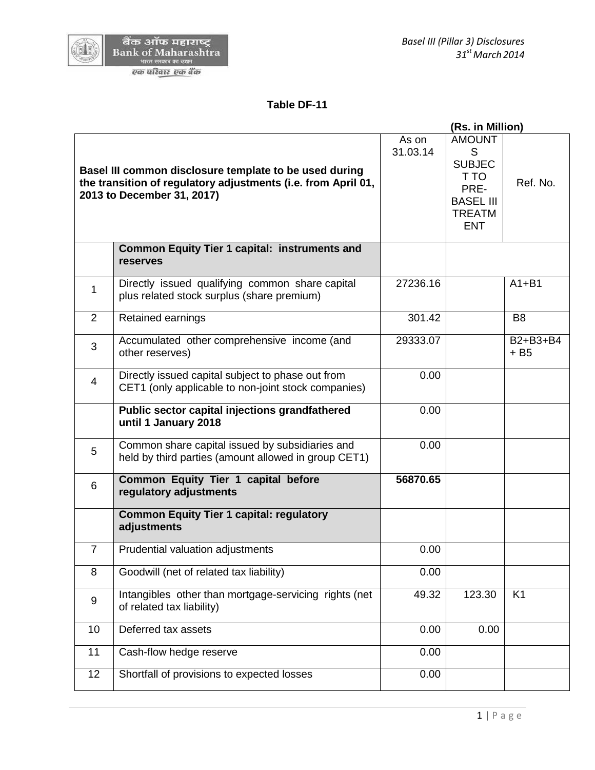## Table DF-11

**(Rs. in Million)**

| | **Basel III common disclosure template to be used during the transition of regulatory adjustments (i.e. from April 01, 2013 to December 31, 2017)** | As on 31.03.14 | AMOUNTS SUBJECT TO PRE-BASEL III TREATMENT | Ref. No. |
|---|---|---|---|---|
| | **Common Equity Tier 1 capital: instruments and reserves** | | | |
| 1 | Directly issued qualifying common share capital plus related stock surplus (share premium) | 27236.16 | | A1+B1 |
| 2 | Retained earnings | 301.42 | | B8 |
| 3 | Accumulated other comprehensive income (and other reserves) | 29333.07 | | B2+B3+B4 + B5 |
| 4 | Directly issued capital subject to phase out from CET1 (only applicable to non-joint stock companies) | 0.00 | | |
| | **Public sector capital injections grandfathered until 1 January 2018** | 0.00 | | |
| 5 | Common share capital issued by subsidiaries and held by third parties (amount allowed in group CET1) | 0.00 | | |
| 6 | **Common Equity Tier 1 capital before regulatory adjustments** | **56870.65** | | |
| | **Common Equity Tier 1 capital: regulatory adjustments** | | | |
| 7 | Prudential valuation adjustments | 0.00 | | |
| 8 | Goodwill (net of related tax liability) | 0.00 | | |
| 9 | Intangibles other than mortgage-servicing rights (net of related tax liability) | 49.32 | 123.30 | K1 |
| 10 | Deferred tax assets | 0.00 | 0.00 | |
| 11 | Cash-flow hedge reserve | 0.00 | | |
| 12 | Shortfall of provisions to expected losses | 0.00 | | |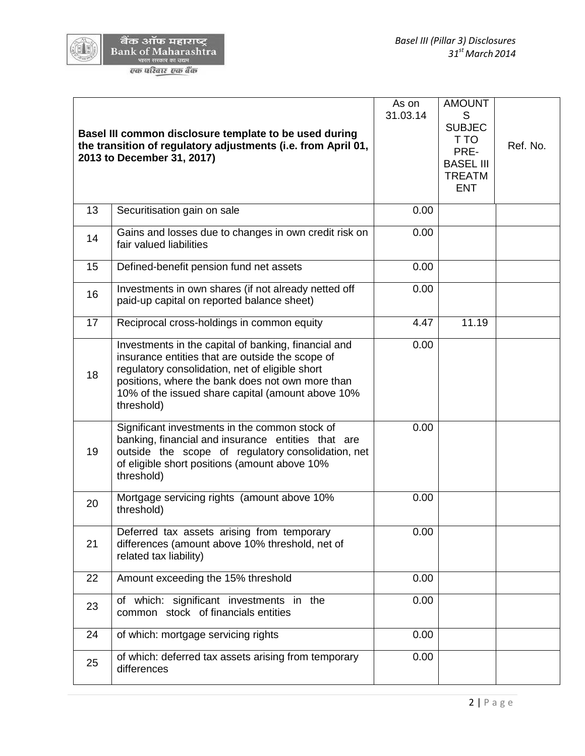| Basel III common disclosure template to be used during the transition of regulatory adjustments (i.e. from April 01, 2013 to December 31, 2017) | | As on 31.03.14 | AMOUNTS SUBJECT TO PRE-BASEL III TREATMENT | Ref. No. |
|---|---|---|---|---|
| 13 | Securitisation gain on sale | 0.00 | | |
| 14 | Gains and losses due to changes in own credit risk on fair valued liabilities | 0.00 | | |
| 15 | Defined-benefit pension fund net assets | 0.00 | | |
| 16 | Investments in own shares (if not already netted off paid-up capital on reported balance sheet) | 0.00 | | |
| 17 | Reciprocal cross-holdings in common equity | 4.47 | 11.19 | |
| 18 | Investments in the capital of banking, financial and insurance entities that are outside the scope of regulatory consolidation, net of eligible short positions, where the bank does not own more than 10% of the issued share capital (amount above 10% threshold) | 0.00 | | |
| 19 | Significant investments in the common stock of banking, financial and insurance entities that are outside the scope of regulatory consolidation, net of eligible short positions (amount above 10% threshold) | 0.00 | | |
| 20 | Mortgage servicing rights (amount above 10% threshold) | 0.00 | | |
| 21 | Deferred tax assets arising from temporary differences (amount above 10% threshold, net of related tax liability) | 0.00 | | |
| 22 | Amount exceeding the 15% threshold | 0.00 | | |
| 23 | of which: significant investments in the common stock of financials entities | 0.00 | | |
| 24 | of which: mortgage servicing rights | 0.00 | | |
| 25 | of which: deferred tax assets arising from temporary differences | 0.00 | | |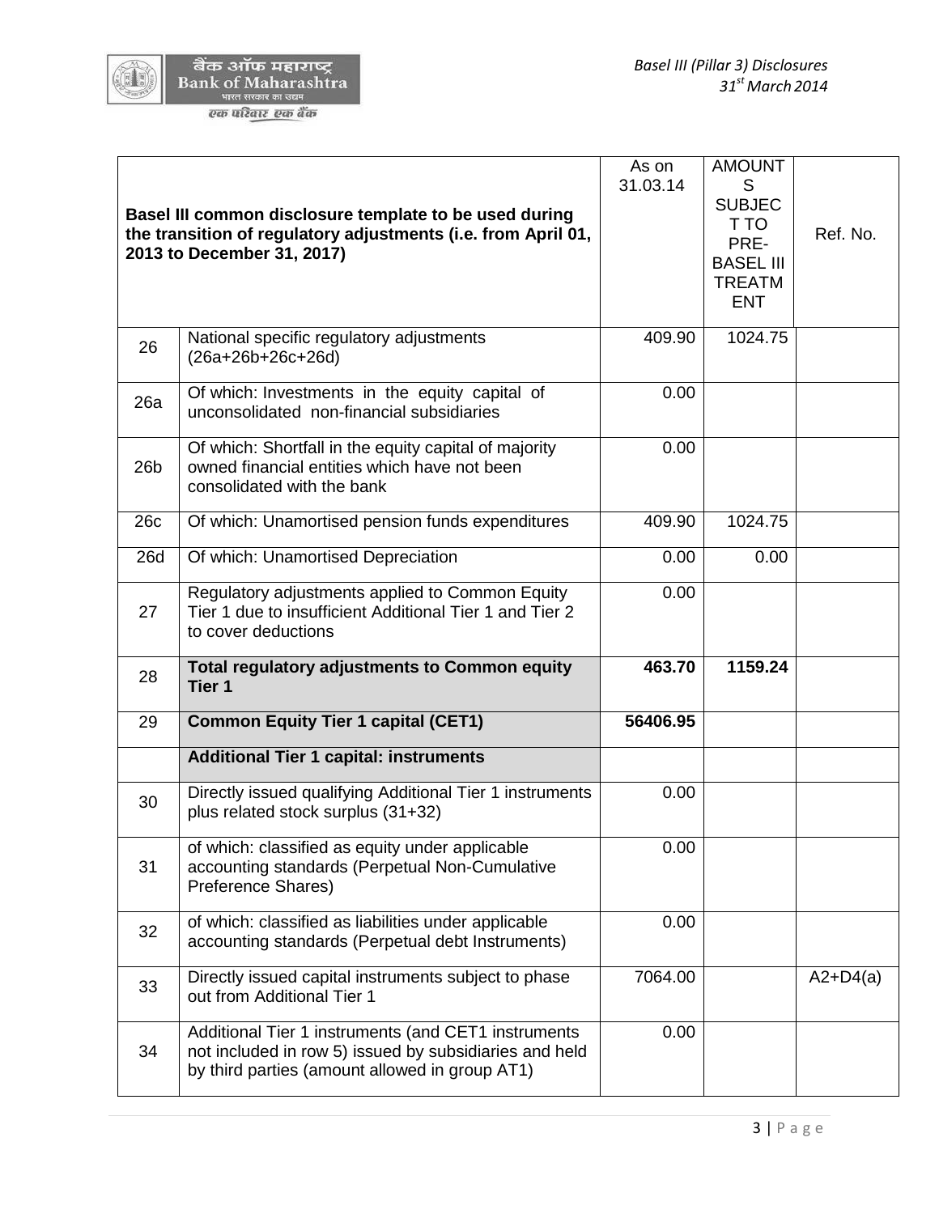| Basel III common disclosure template to be used during the transition of regulatory adjustments (i.e. from April 01, 2013 to December 31, 2017) | | As on 31.03.14 | AMOUNTS SUBJECT TO PRE-BASEL III TREATMENT | Ref. No. |
|---|---|---|---|---|
| 26 | National specific regulatory adjustments (26a+26b+26c+26d) | 409.90 | 1024.75 | |
| 26a | Of which: Investments in the equity capital of unconsolidated non-financial subsidiaries | 0.00 | | |
| 26b | Of which: Shortfall in the equity capital of majority owned financial entities which have not been consolidated with the bank | 0.00 | | |
| 26c | Of which: Unamortised pension funds expenditures | 409.90 | 1024.75 | |
| 26d | Of which: Unamortised Depreciation | 0.00 | 0.00 | |
| 27 | Regulatory adjustments applied to Common Equity Tier 1 due to insufficient Additional Tier 1 and Tier 2 to cover deductions | 0.00 | | |
| 28 | **Total regulatory adjustments to Common equity Tier 1** | **463.70** | **1159.24** | |
| 29 | **Common Equity Tier 1 capital (CET1)** | **56406.95** | | |
| | **Additional Tier 1 capital: instruments** | | | |
| 30 | Directly issued qualifying Additional Tier 1 instruments plus related stock surplus (31+32) | 0.00 | | |
| 31 | of which: classified as equity under applicable accounting standards (Perpetual Non-Cumulative Preference Shares) | 0.00 | | |
| 32 | of which: classified as liabilities under applicable accounting standards (Perpetual debt Instruments) | 0.00 | | |
| 33 | Directly issued capital instruments subject to phase out from Additional Tier 1 | 7064.00 | | A2+D4(a) |
| 34 | Additional Tier 1 instruments (and CET1 instruments not included in row 5) issued by subsidiaries and held by third parties (amount allowed in group AT1) | 0.00 | | |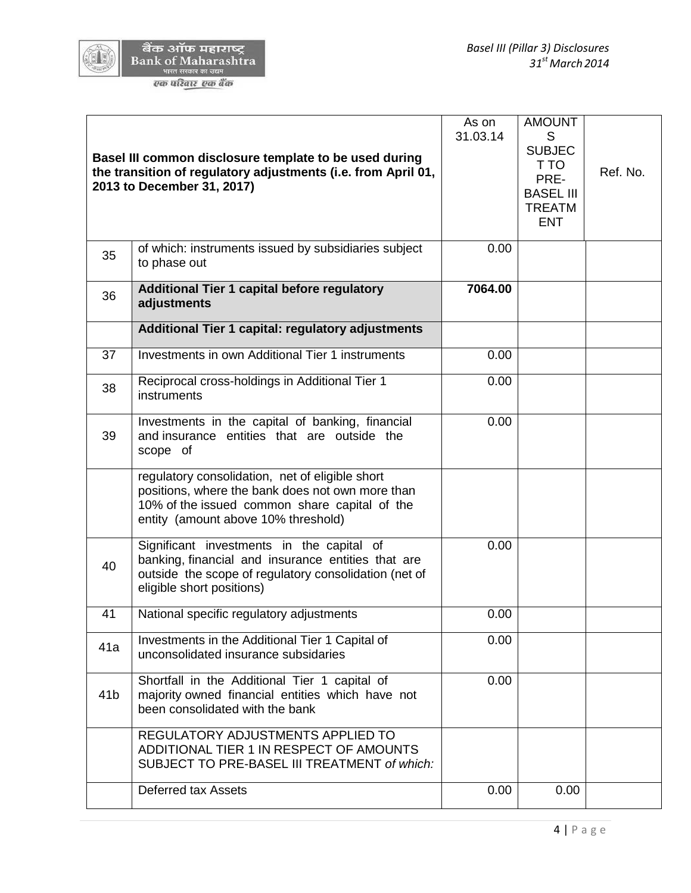| Basel III common disclosure template to be used during the transition of regulatory adjustments (i.e. from April 01, 2013 to December 31, 2017) | | As on 31.03.14 | AMOUNTS SUBJECT TO PRE-BASEL III TREATMENT | Ref. No. |
|---|---|---|---|---|
| 35 | of which: instruments issued by subsidiaries subject to phase out | 0.00 | | |
| 36 | **Additional Tier 1 capital before regulatory adjustments** | **7064.00** | | |
| | **Additional Tier 1 capital: regulatory adjustments** | | | |
| 37 | Investments in own Additional Tier 1 instruments | 0.00 | | |
| 38 | Reciprocal cross-holdings in Additional Tier 1 instruments | 0.00 | | |
| 39 | Investments in the capital of banking, financial and insurance entities that are outside the scope of | 0.00 | | |
| | regulatory consolidation, net of eligible short positions, where the bank does not own more than 10% of the issued common share capital of the entity (amount above 10% threshold) | | | |
| 40 | Significant investments in the capital of banking, financial and insurance entities that are outside the scope of regulatory consolidation (net of eligible short positions) | 0.00 | | |
| 41 | National specific regulatory adjustments | 0.00 | | |
| 41a | Investments in the Additional Tier 1 Capital of unconsolidated insurance subsidaries | 0.00 | | |
| 41b | Shortfall in the Additional Tier 1 capital of majority owned financial entities which have not been consolidated with the bank | 0.00 | | |
| | REGULATORY ADJUSTMENTS APPLIED TO ADDITIONAL TIER 1 IN RESPECT OF AMOUNTS SUBJECT TO PRE-BASEL III TREATMENT *of which:* | | | |
| | Deferred tax Assets | 0.00 | 0.00 | |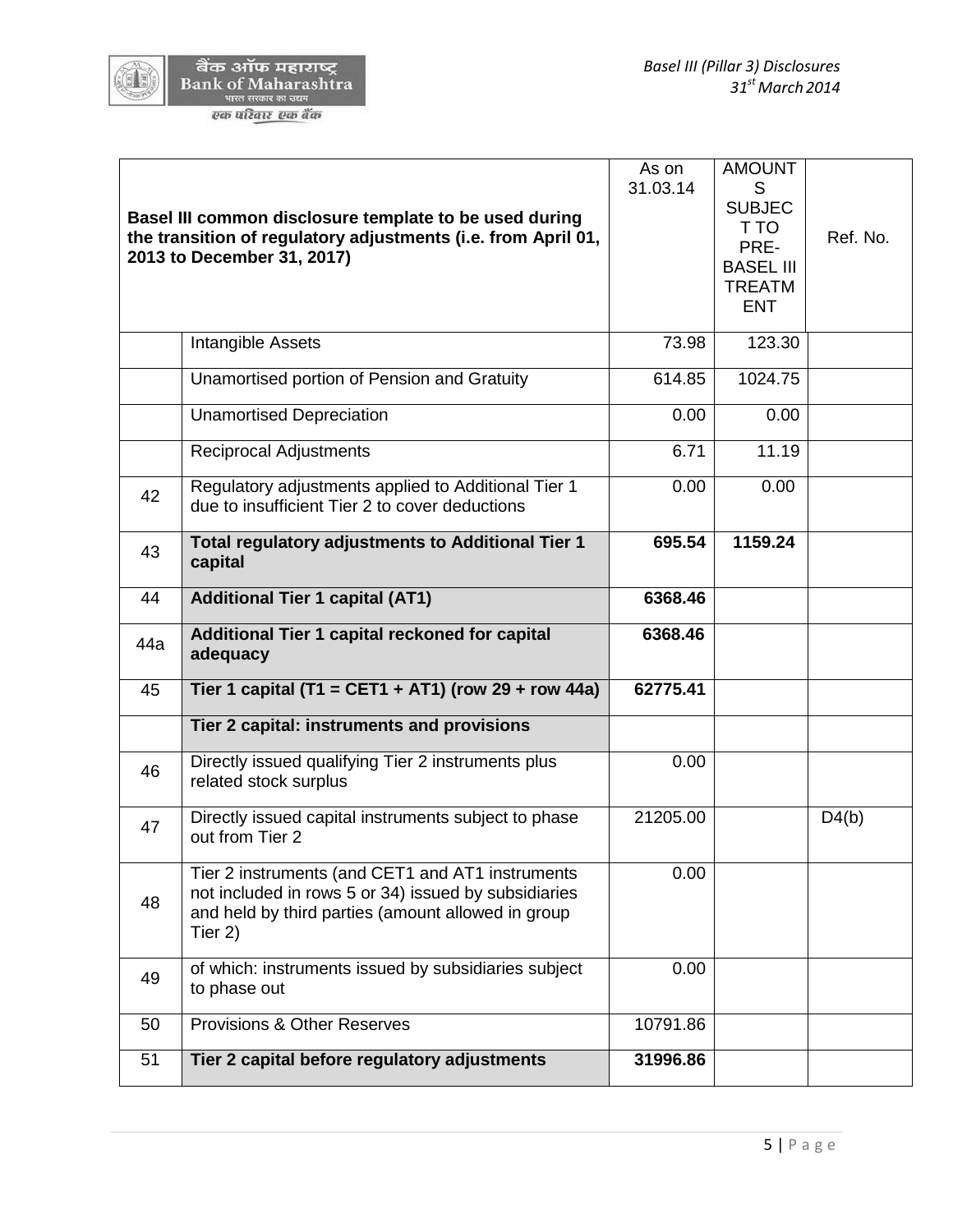| Basel III common disclosure template to be used during the transition of regulatory adjustments (i.e. from April 01, 2013 to December 31, 2017) | | As on 31.03.14 | AMOUNTS SUBJECT TO PRE-BASEL III TREATMENT | Ref. No. |
|---|---|---|---|---|
| | Intangible Assets | 73.98 | 123.30 | |
| | Unamortised portion of Pension and Gratuity | 614.85 | 1024.75 | |
| | Unamortised Depreciation | 0.00 | 0.00 | |
| | Reciprocal Adjustments | 6.71 | 11.19 | |
| 42 | Regulatory adjustments applied to Additional Tier 1 due to insufficient Tier 2 to cover deductions | 0.00 | 0.00 | |
| 43 | **Total regulatory adjustments to Additional Tier 1 capital** | **695.54** | **1159.24** | |
| 44 | **Additional Tier 1 capital (AT1)** | **6368.46** | | |
| 44a | **Additional Tier 1 capital reckoned for capital adequacy** | **6368.46** | | |
| 45 | **Tier 1 capital (T1 = CET1 + AT1) (row 29 + row 44a)** | **62775.41** | | |
| | **Tier 2 capital: instruments and provisions** | | | |
| 46 | Directly issued qualifying Tier 2 instruments plus related stock surplus | 0.00 | | |
| 47 | Directly issued capital instruments subject to phase out from Tier 2 | 21205.00 | | D4(b) |
| 48 | Tier 2 instruments (and CET1 and AT1 instruments not included in rows 5 or 34) issued by subsidiaries and held by third parties (amount allowed in group Tier 2) | 0.00 | | |
| 49 | of which: instruments issued by subsidiaries subject to phase out | 0.00 | | |
| 50 | Provisions & Other Reserves | 10791.86 | | |
| 51 | **Tier 2 capital before regulatory adjustments** | **31996.86** | | |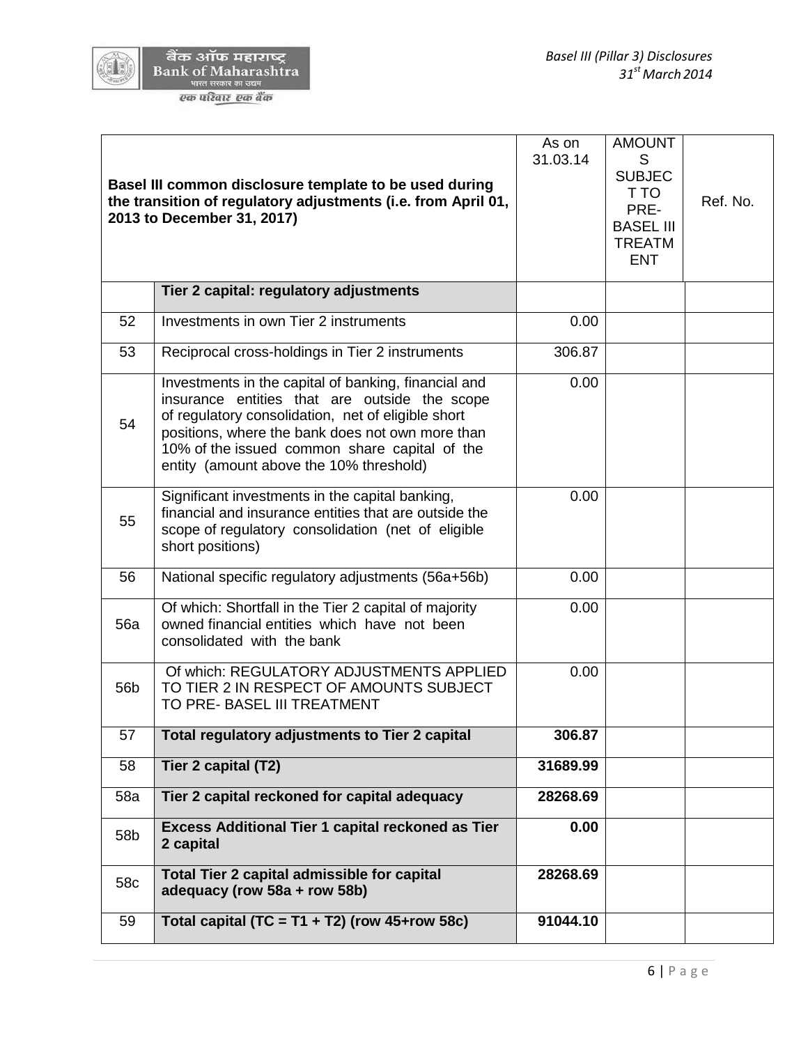| Basel III common disclosure template to be used during the transition of regulatory adjustments (i.e. from April 01, 2013 to December 31, 2017) | | As on 31.03.14 | AMOUNTS SUBJECT TO PRE-BASEL III TREATMENT | Ref. No. |
|---|---|---|---|---|
| | **Tier 2 capital: regulatory adjustments** | | | |
| 52 | Investments in own Tier 2 instruments | 0.00 | | |
| 53 | Reciprocal cross-holdings in Tier 2 instruments | 306.87 | | |
| 54 | Investments in the capital of banking, financial and insurance entities that are outside the scope of regulatory consolidation, net of eligible short positions, where the bank does not own more than 10% of the issued common share capital of the entity (amount above the 10% threshold) | 0.00 | | |
| 55 | Significant investments in the capital banking, financial and insurance entities that are outside the scope of regulatory consolidation (net of eligible short positions) | 0.00 | | |
| 56 | National specific regulatory adjustments (56a+56b) | 0.00 | | |
| 56a | Of which: Shortfall in the Tier 2 capital of majority owned financial entities which have not been consolidated with the bank | 0.00 | | |
| 56b | Of which: REGULATORY ADJUSTMENTS APPLIED TO TIER 2 IN RESPECT OF AMOUNTS SUBJECT TO PRE- BASEL III TREATMENT | 0.00 | | |
| 57 | **Total regulatory adjustments to Tier 2 capital** | **306.87** | | |
| 58 | **Tier 2 capital (T2)** | **31689.99** | | |
| 58a | **Tier 2 capital reckoned for capital adequacy** | **28268.69** | | |
| 58b | **Excess Additional Tier 1 capital reckoned as Tier 2 capital** | **0.00** | | |
| 58c | **Total Tier 2 capital admissible for capital adequacy (row 58a + row 58b)** | **28268.69** | | |
| 59 | **Total capital (TC = T1 + T2) (row 45+row 58c)** | **91044.10** | | |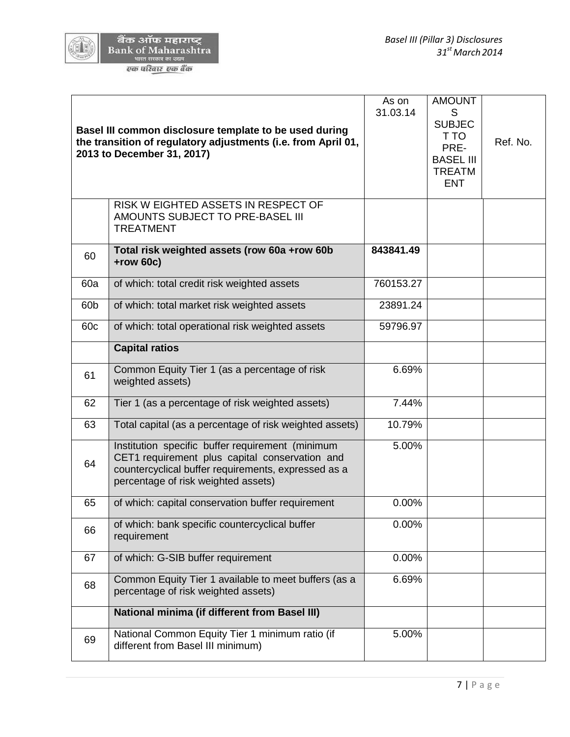| Basel III common disclosure template to be used during the transition of regulatory adjustments (i.e. from April 01, 2013 to December 31, 2017) | | As on 31.03.14 | AMOUNTS SUBJECT TO PRE-BASEL III TREATMENT | Ref. No. |
|---|---|---|---|---|
| | RISK W EIGHTED ASSETS IN RESPECT OF AMOUNTS SUBJECT TO PRE-BASEL III TREATMENT | | | |
| 60 | **Total risk weighted assets (row 60a +row 60b +row 60c)** | **843841.49** | | |
| 60a | of which: total credit risk weighted assets | 760153.27 | | |
| 60b | of which: total market risk weighted assets | 23891.24 | | |
| 60c | of which: total operational risk weighted assets | 59796.97 | | |
| | **Capital ratios** | | | |
| 61 | Common Equity Tier 1 (as a percentage of risk weighted assets) | 6.69% | | |
| 62 | Tier 1 (as a percentage of risk weighted assets) | 7.44% | | |
| 63 | Total capital (as a percentage of risk weighted assets) | 10.79% | | |
| 64 | Institution specific buffer requirement (minimum CET1 requirement plus capital conservation and countercyclical buffer requirements, expressed as a percentage of risk weighted assets) | 5.00% | | |
| 65 | of which: capital conservation buffer requirement | 0.00% | | |
| 66 | of which: bank specific countercyclical buffer requirement | 0.00% | | |
| 67 | of which: G-SIB buffer requirement | 0.00% | | |
| 68 | Common Equity Tier 1 available to meet buffers (as a percentage of risk weighted assets) | 6.69% | | |
| | **National minima (if different from Basel III)** | | | |
| 69 | National Common Equity Tier 1 minimum ratio (if different from Basel III minimum) | 5.00% | | |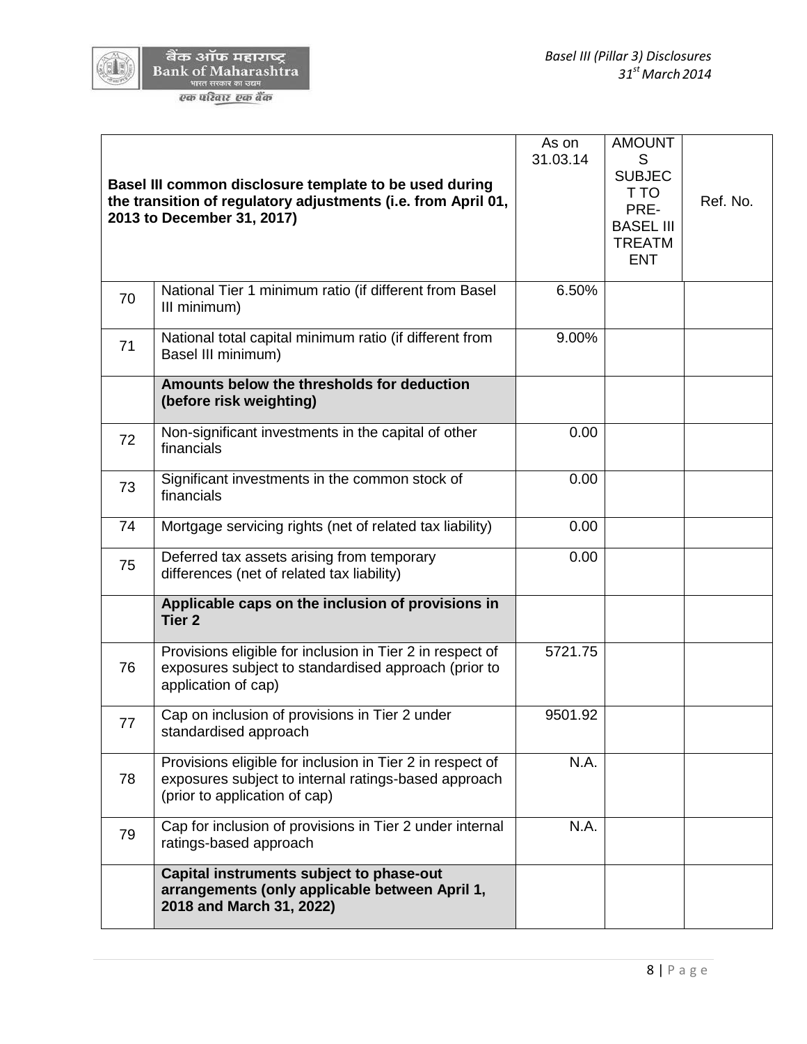| | Basel III common disclosure template to be used during the transition of regulatory adjustments (i.e. from April 01, 2013 to December 31, 2017) | As on 31.03.14 | AMOUNTS SUBJECT TO PRE-BASEL III TREATMENT | Ref. No. |
|---|---|---|---|---|
| 70 | National Tier 1 minimum ratio (if different from Basel III minimum) | 6.50% | | |
| 71 | National total capital minimum ratio (if different from Basel III minimum) | 9.00% | | |
| | **Amounts below the thresholds for deduction (before risk weighting)** | | | |
| 72 | Non-significant investments in the capital of other financials | 0.00 | | |
| 73 | Significant investments in the common stock of financials | 0.00 | | |
| 74 | Mortgage servicing rights (net of related tax liability) | 0.00 | | |
| 75 | Deferred tax assets arising from temporary differences (net of related tax liability) | 0.00 | | |
| | **Applicable caps on the inclusion of provisions in Tier 2** | | | |
| 76 | Provisions eligible for inclusion in Tier 2 in respect of exposures subject to standardised approach (prior to application of cap) | 5721.75 | | |
| 77 | Cap on inclusion of provisions in Tier 2 under standardised approach | 9501.92 | | |
| 78 | Provisions eligible for inclusion in Tier 2 in respect of exposures subject to internal ratings-based approach (prior to application of cap) | N.A. | | |
| 79 | Cap for inclusion of provisions in Tier 2 under internal ratings-based approach | N.A. | | |
| | **Capital instruments subject to phase-out arrangements (only applicable between April 1, 2018 and March 31, 2022)** | | | |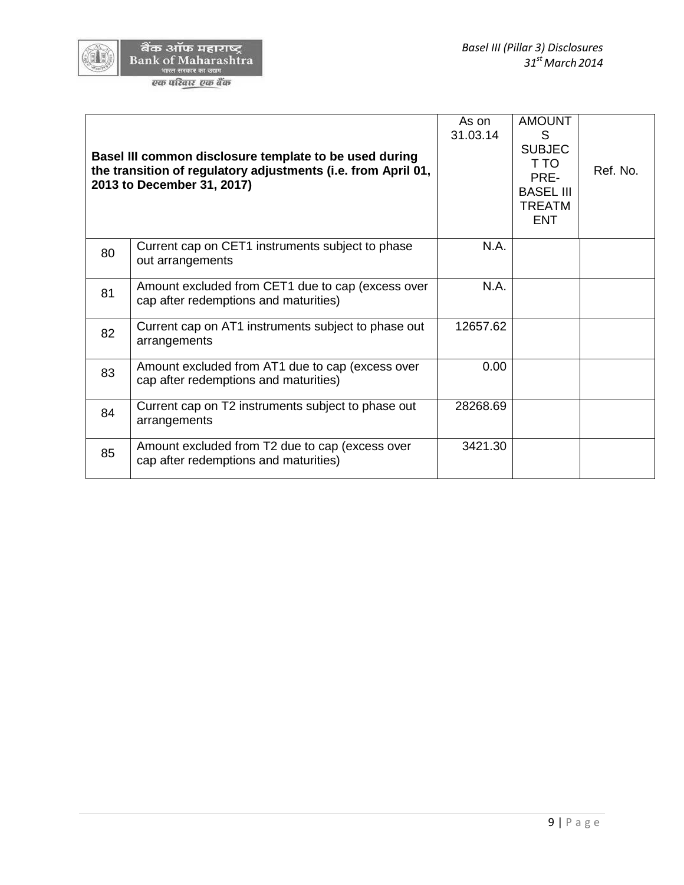| | Basel III common disclosure template to be used during the transition of regulatory adjustments (i.e. from April 01, 2013 to December 31, 2017) | As on 31.03.14 | AMOUNTS SUBJECT TO PRE-BASEL III TREATMENT | Ref. No. |
|---|---|---|---|---|
| 80 | Current cap on CET1 instruments subject to phase out arrangements | N.A. | | |
| 81 | Amount excluded from CET1 due to cap (excess over cap after redemptions and maturities) | N.A. | | |
| 82 | Current cap on AT1 instruments subject to phase out arrangements | 12657.62 | | |
| 83 | Amount excluded from AT1 due to cap (excess over cap after redemptions and maturities) | 0.00 | | |
| 84 | Current cap on T2 instruments subject to phase out arrangements | 28268.69 | | |
| 85 | Amount excluded from T2 due to cap (excess over cap after redemptions and maturities) | 3421.30 | | |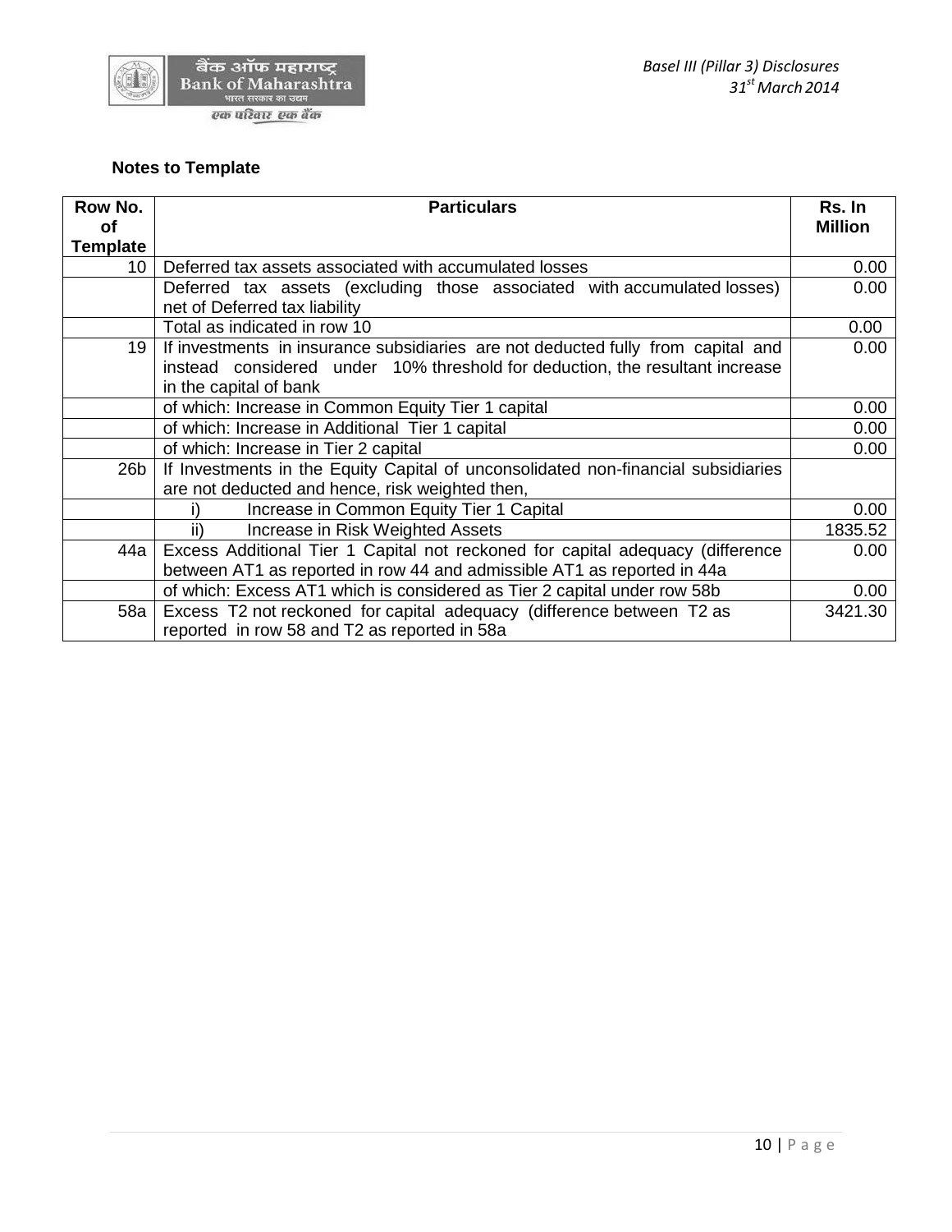### Notes to Template

| Row No. of Template | Particulars | Rs. In Million |
|---|---|---|
| 10 | Deferred tax assets associated with accumulated losses | 0.00 |
| | Deferred tax assets (excluding those associated with accumulated losses) net of Deferred tax liability | 0.00 |
| | Total as indicated in row 10 | 0.00 |
| 19 | If investments in insurance subsidiaries are not deducted fully from capital and instead considered under 10% threshold for deduction, the resultant increase in the capital of bank | 0.00 |
| | of which: Increase in Common Equity Tier 1 capital | 0.00 |
| | of which: Increase in Additional Tier 1 capital | 0.00 |
| | of which: Increase in Tier 2 capital | 0.00 |
| 26b | If Investments in the Equity Capital of unconsolidated non-financial subsidiaries are not deducted and hence, risk weighted then, | |
| | i) Increase in Common Equity Tier 1 Capital | 0.00 |
| | ii) Increase in Risk Weighted Assets | 1835.52 |
| 44a | Excess Additional Tier 1 Capital not reckoned for capital adequacy (difference between AT1 as reported in row 44 and admissible AT1 as reported in 44a | 0.00 |
| | of which: Excess AT1 which is considered as Tier 2 capital under row 58b | 0.00 |
| 58a | Excess T2 not reckoned for capital adequacy (difference between T2 as reported in row 58 and T2 as reported in 58a | 3421.30 |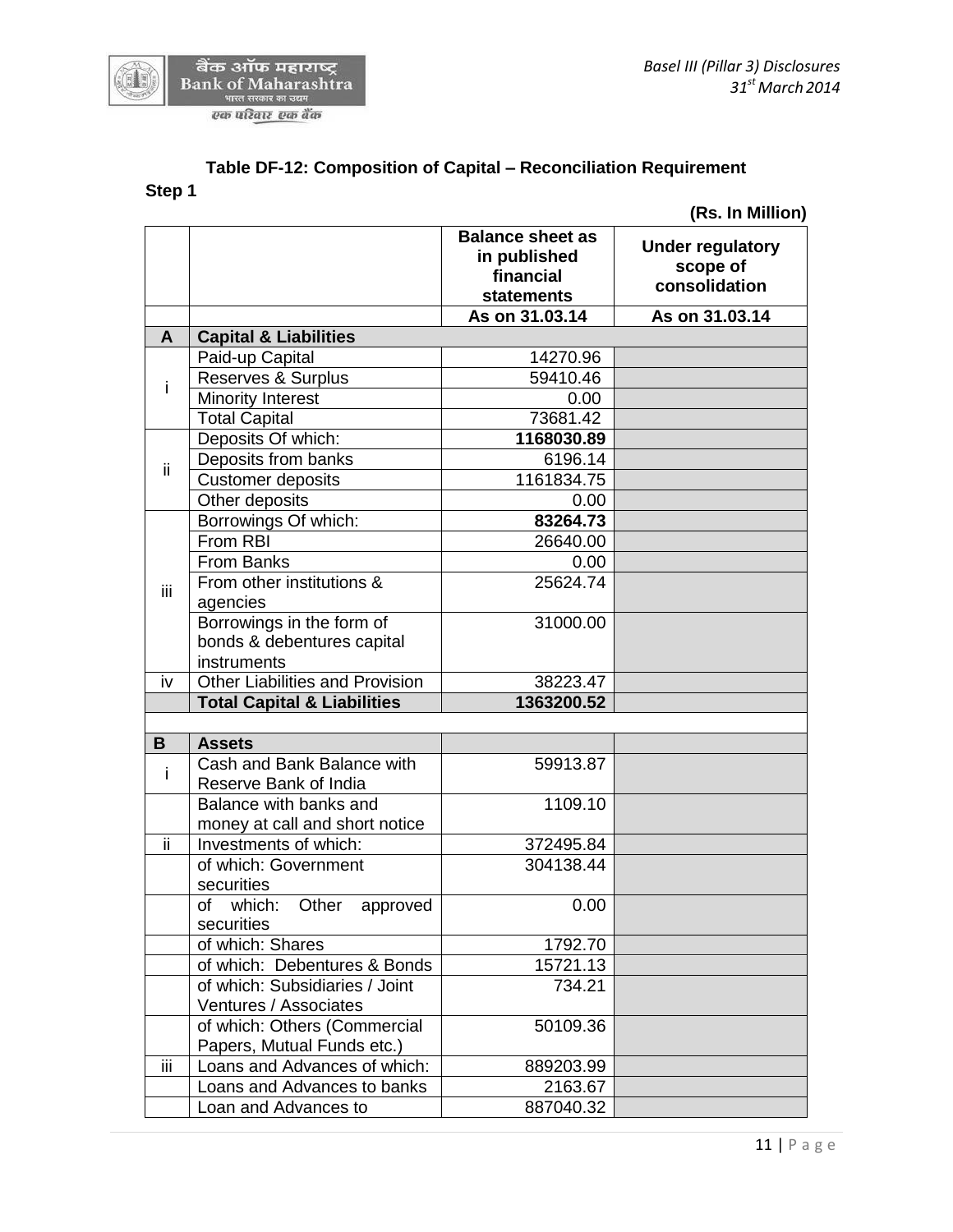### Table DF-12: Composition of Capital – Reconciliation Requirement

**Step 1**

**(Rs. In Million)**

| | | Balance sheet as in published financial statements | Under regulatory scope of consolidation |
|---|---|---|---|
| | | As on 31.03.14 | As on 31.03.14 |
| **A** | **Capital & Liabilities** | | |
| i | Paid-up Capital | 14270.96 | |
| | Reserves & Surplus | 59410.46 | |
| | Minority Interest | 0.00 | |
| | Total Capital | 73681.42 | |
| ii | Deposits Of which: | **1168030.89** | |
| | Deposits from banks | 6196.14 | |
| | Customer deposits | 1161834.75 | |
| | Other deposits | 0.00 | |
| iii | Borrowings Of which: | **83264.73** | |
| | From RBI | 26640.00 | |
| | From Banks | 0.00 | |
| | From other institutions & agencies | 25624.74 | |
| | Borrowings in the form of bonds & debentures capital instruments | 31000.00 | |
| iv | Other Liabilities and Provision | 38223.47 | |
| | **Total Capital & Liabilities** | **1363200.52** | |
| | | | |
| **B** | **Assets** | | |
| i | Cash and Bank Balance with Reserve Bank of India | 59913.87 | |
| | Balance with banks and money at call and short notice | 1109.10 | |
| ii | Investments of which: | 372495.84 | |
| | of which: Government securities | 304138.44 | |
| | of which: Other approved securities | 0.00 | |
| | of which: Shares | 1792.70 | |
| | of which: Debentures & Bonds | 15721.13 | |
| | of which: Subsidiaries / Joint Ventures / Associates | 734.21 | |
| | of which: Others (Commercial Papers, Mutual Funds etc.) | 50109.36 | |
| iii | Loans and Advances of which: | 889203.99 | |
| | Loans and Advances to banks | 2163.67 | |
| | Loan and Advances to | 887040.32 | |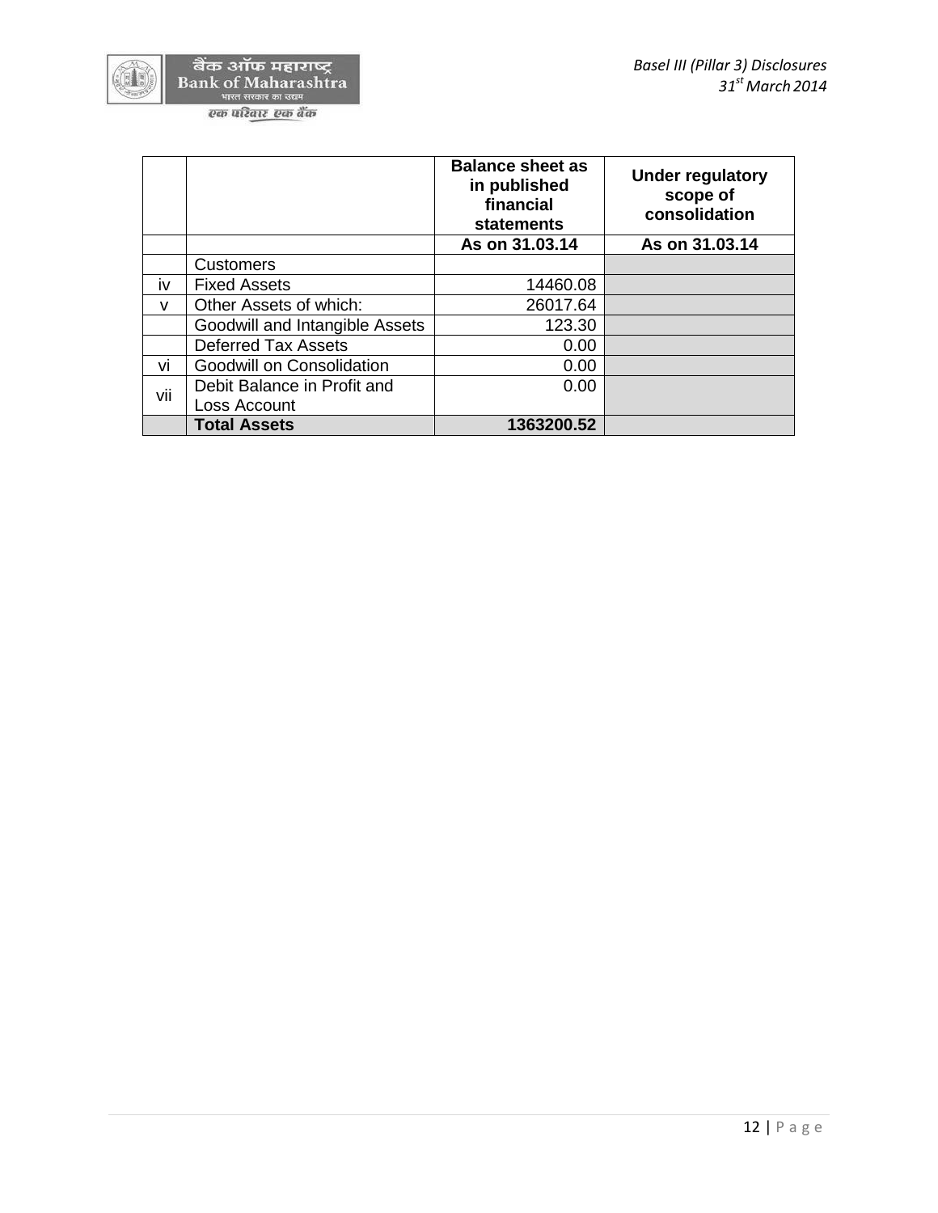| | | Balance sheet as in published financial statements | Under regulatory scope of consolidation |
|---|---|---|---|
| | | As on 31.03.14 | As on 31.03.14 |
| | Customers | | |
| iv | Fixed Assets | 14460.08 | |
| v | Other Assets of which: | 26017.64 | |
| | Goodwill and Intangible Assets | 123.30 | |
| | Deferred Tax Assets | 0.00 | |
| vi | Goodwill on Consolidation | 0.00 | |
| vii | Debit Balance in Profit and Loss Account | 0.00 | |
| | **Total Assets** | **1363200.52** | |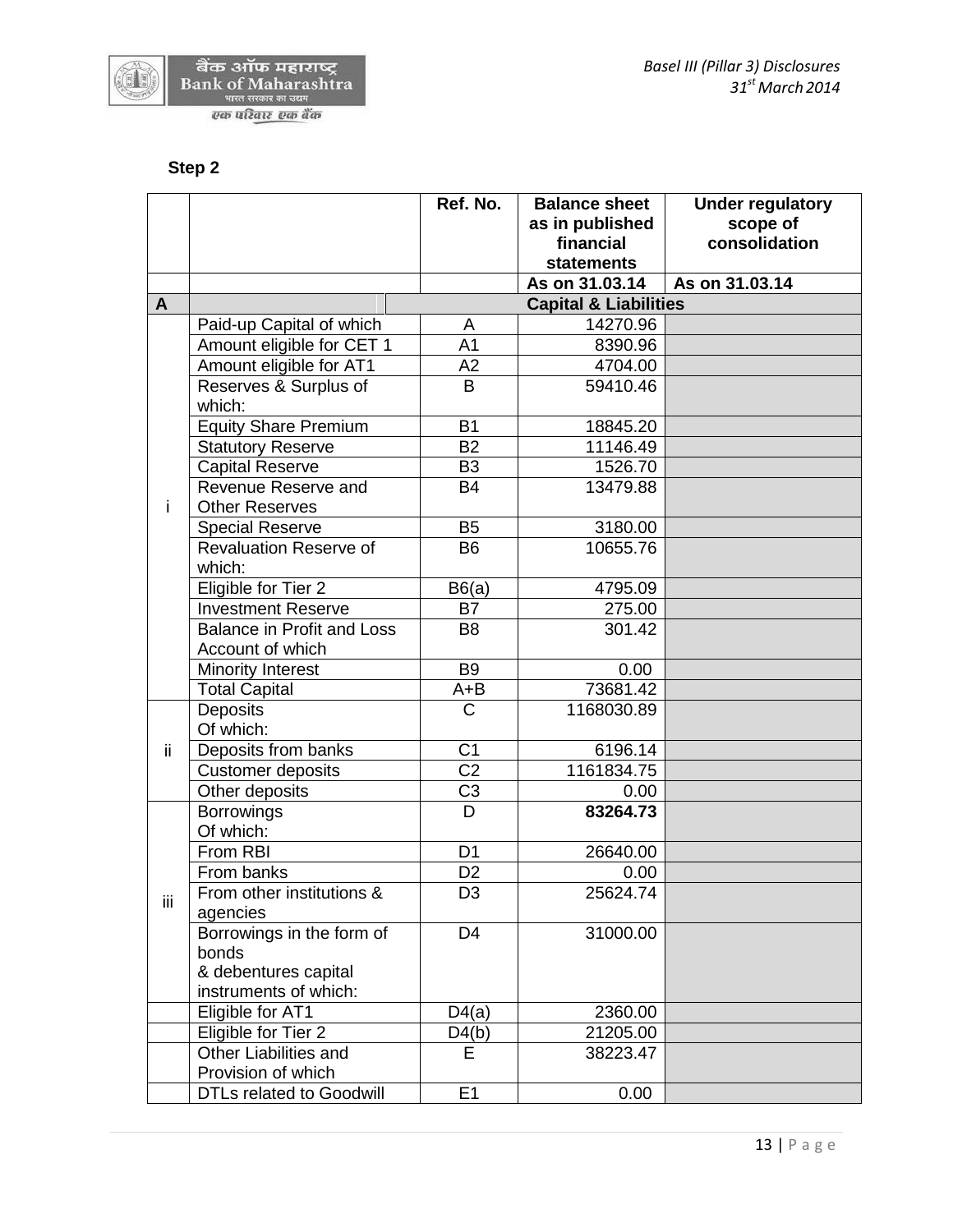**Step 2**

| | | Ref. No. | Balance sheet as in published financial statements | Under regulatory scope of consolidation |
|---|---|---|---|---|
| | | | As on 31.03.14 | As on 31.03.14 |
| A | Capital & Liabilities | | | |
| i | Paid-up Capital of which | A | 14270.96 | |
| | Amount eligible for CET 1 | A1 | 8390.96 | |
| | Amount eligible for AT1 | A2 | 4704.00 | |
| | Reserves & Surplus of which: | B | 59410.46 | |
| | Equity Share Premium | B1 | 18845.20 | |
| | Statutory Reserve | B2 | 11146.49 | |
| | Capital Reserve | B3 | 1526.70 | |
| | Revenue Reserve and Other Reserves | B4 | 13479.88 | |
| | Special Reserve | B5 | 3180.00 | |
| | Revaluation Reserve of which: | B6 | 10655.76 | |
| | Eligible for Tier 2 | B6(a) | 4795.09 | |
| | Investment Reserve | B7 | 275.00 | |
| | Balance in Profit and Loss Account of which | B8 | 301.42 | |
| | Minority Interest | B9 | 0.00 | |
| | Total Capital | A+B | 73681.42 | |
| ii | Deposits Of which: | C | 1168030.89 | |
| | Deposits from banks | C1 | 6196.14 | |
| | Customer deposits | C2 | 1161834.75 | |
| | Other deposits | C3 | 0.00 | |
| iii | Borrowings Of which: | D | **83264.73** | |
| | From RBI | D1 | 26640.00 | |
| | From banks | D2 | 0.00 | |
| | From other institutions & agencies | D3 | 25624.74 | |
| | Borrowings in the form of bonds & debentures capital instruments of which: | D4 | 31000.00 | |
| | Eligible for AT1 | D4(a) | 2360.00 | |
| | Eligible for Tier 2 | D4(b) | 21205.00 | |
| | Other Liabilities and Provision of which | E | 38223.47 | |
| | DTLs related to Goodwill | E1 | 0.00 | |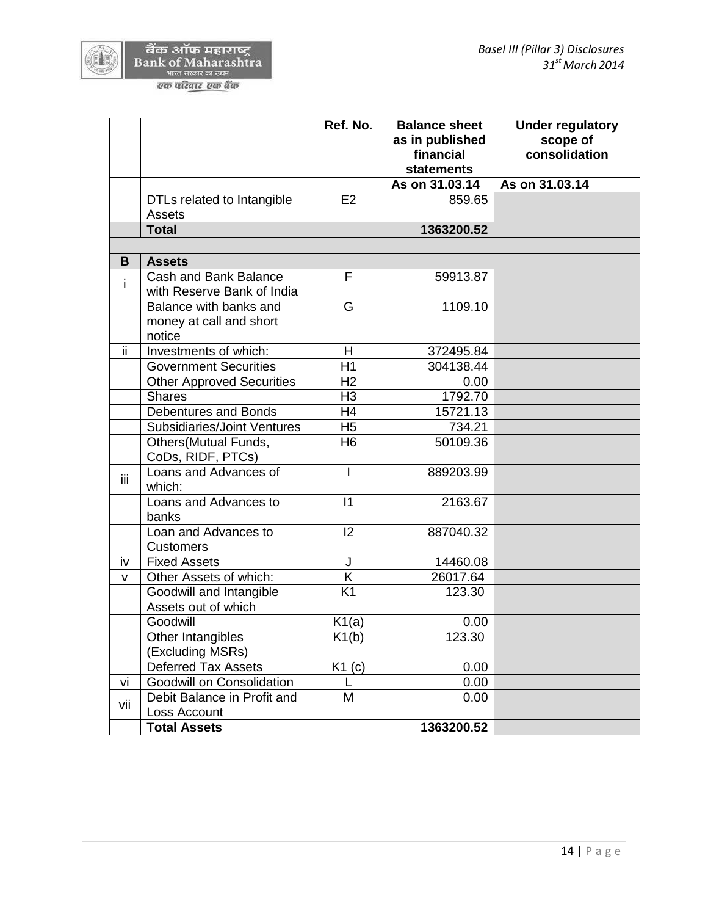| | | Ref. No. | Balance sheet as in published financial statements | Under regulatory scope of consolidation |
|---|---|---|---|---|
| | | | As on 31.03.14 | As on 31.03.14 |
| | DTLs related to Intangible Assets | E2 | 859.65 | |
| | **Total** | | **1363200.52** | |
| | | | | |
| **B** | **Assets** | | | |
| i | Cash and Bank Balance with Reserve Bank of India | F | 59913.87 | |
| | Balance with banks and money at call and short notice | G | 1109.10 | |
| ii | Investments of which: | H | 372495.84 | |
| | Government Securities | H1 | 304138.44 | |
| | Other Approved Securities | H2 | 0.00 | |
| | Shares | H3 | 1792.70 | |
| | Debentures and Bonds | H4 | 15721.13 | |
| | Subsidiaries/Joint Ventures | H5 | 734.21 | |
| | Others(Mutual Funds, CoDs, RIDF, PTCs) | H6 | 50109.36 | |
| iii | Loans and Advances of which: | I | 889203.99 | |
| | Loans and Advances to banks | I1 | 2163.67 | |
| | Loan and Advances to Customers | I2 | 887040.32 | |
| iv | Fixed Assets | J | 14460.08 | |
| v | Other Assets of which: | K | 26017.64 | |
| | Goodwill and Intangible Assets out of which | K1 | 123.30 | |
| | Goodwill | K1(a) | 0.00 | |
| | Other Intangibles (Excluding MSRs) | K1(b) | 123.30 | |
| | Deferred Tax Assets | K1 (c) | 0.00 | |
| vi | Goodwill on Consolidation | L | 0.00 | |
| vii | Debit Balance in Profit and Loss Account | M | 0.00 | |
| | **Total Assets** | | **1363200.52** | |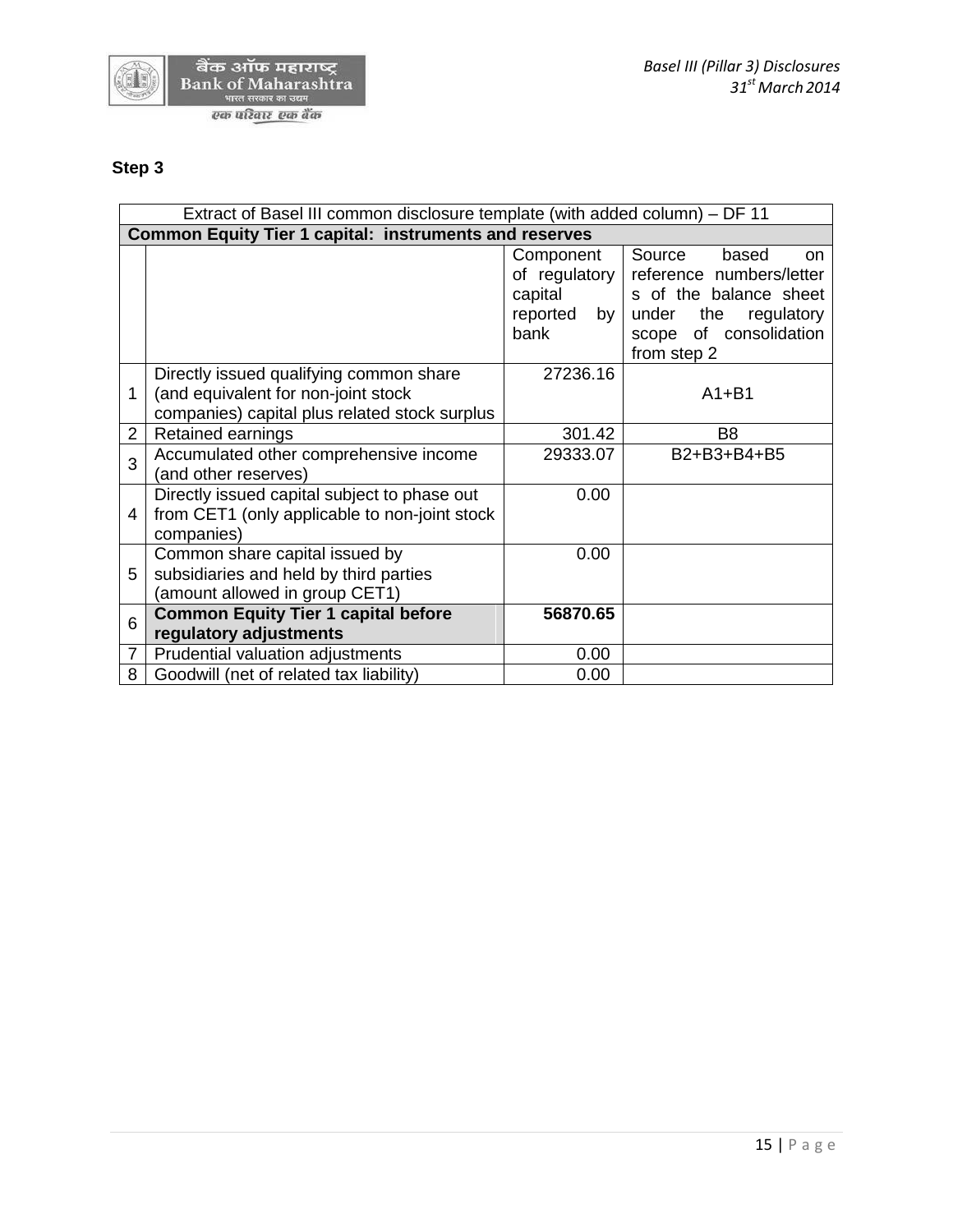### Step 3

| Extract of Basel III common disclosure template (with added column) – DF 11 | | | |
|---|---|---|---|
| **Common Equity Tier 1 capital: instruments and reserves** | | | |
| | | Component of regulatory capital reported by bank | Source based on reference numbers/letters of the balance sheet under the regulatory scope of consolidation from step 2 |
| 1 | Directly issued qualifying common share (and equivalent for non-joint stock companies) capital plus related stock surplus | 27236.16 | A1+B1 |
| 2 | Retained earnings | 301.42 | B8 |
| 3 | Accumulated other comprehensive income (and other reserves) | 29333.07 | B2+B3+B4+B5 |
| 4 | Directly issued capital subject to phase out from CET1 (only applicable to non-joint stock companies) | 0.00 | |
| 5 | Common share capital issued by subsidiaries and held by third parties (amount allowed in group CET1) | 0.00 | |
| 6 | **Common Equity Tier 1 capital before regulatory adjustments** | **56870.65** | |
| 7 | Prudential valuation adjustments | 0.00 | |
| 8 | Goodwill (net of related tax liability) | 0.00 | |